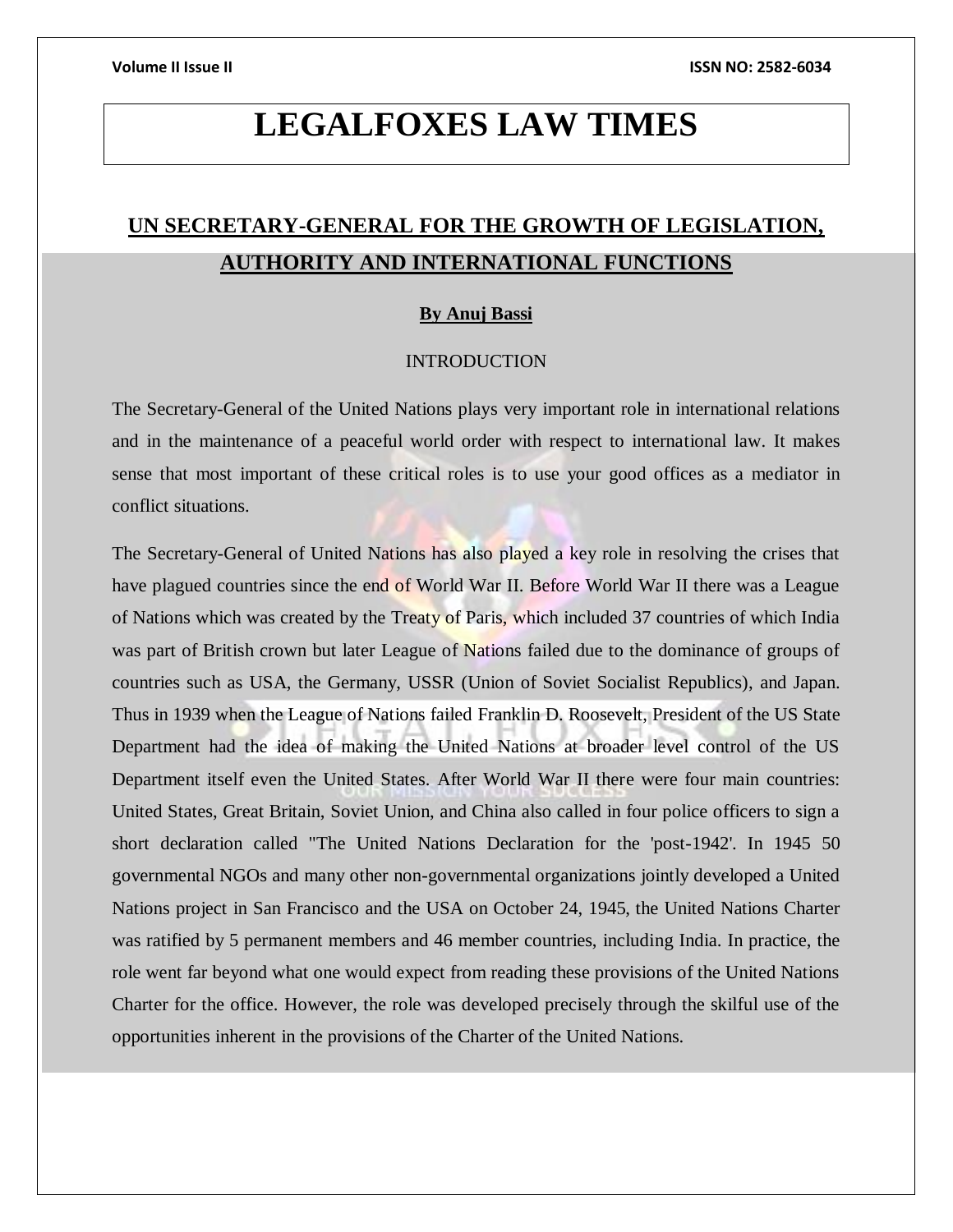# LEGALFOXES LAW TIMES

## UN SECRETARY-GENERAL FOR THE GROWTH OF LEGISLATION, AUTHORITY AND INTERNATIONAL FUNCTIONS

**By Anuj Bassi**

INTRODUCTION

The Secretary-General of the United Nations plays very important role in international relations and in the maintenance of a peaceful world order with respect to international law. It makes sense that most important of these critical roles is to use your good offices as a mediator in conflict situations.

The Secretary-General of United Nations has also played a key role in resolving the crises that have plagued countries since the end of World War II. Before World War II there was a League of Nations which was created by the Treaty of Paris, which included 37 countries of which India was part of British crown but later League of Nations failed due to the dominance of groups of countries such as USA, the Germany, USSR (Union of Soviet Socialist Republics), and Japan. Thus in 1939 when the League of Nations failed Franklin D. Roosevelt, President of the US State Department had the idea of making the United Nations at broader level control of the US Department itself even the United States. After World War II there were four main countries: United States, Great Britain, Soviet Union, and China also called in four police officers to sign a short declaration called "The United Nations Declaration for the 'post-1942'. In 1945 50 governmental NGOs and many other non-governmental organizations jointly developed a United Nations project in San Francisco and the USA on October 24, 1945, the United Nations Charter was ratified by 5 permanent members and 46 member countries, including India. In practice, the role went far beyond what one would expect from reading these provisions of the United Nations Charter for the office. However, the role was developed precisely through the skilful use of the opportunities inherent in the provisions of the Charter of the United Nations.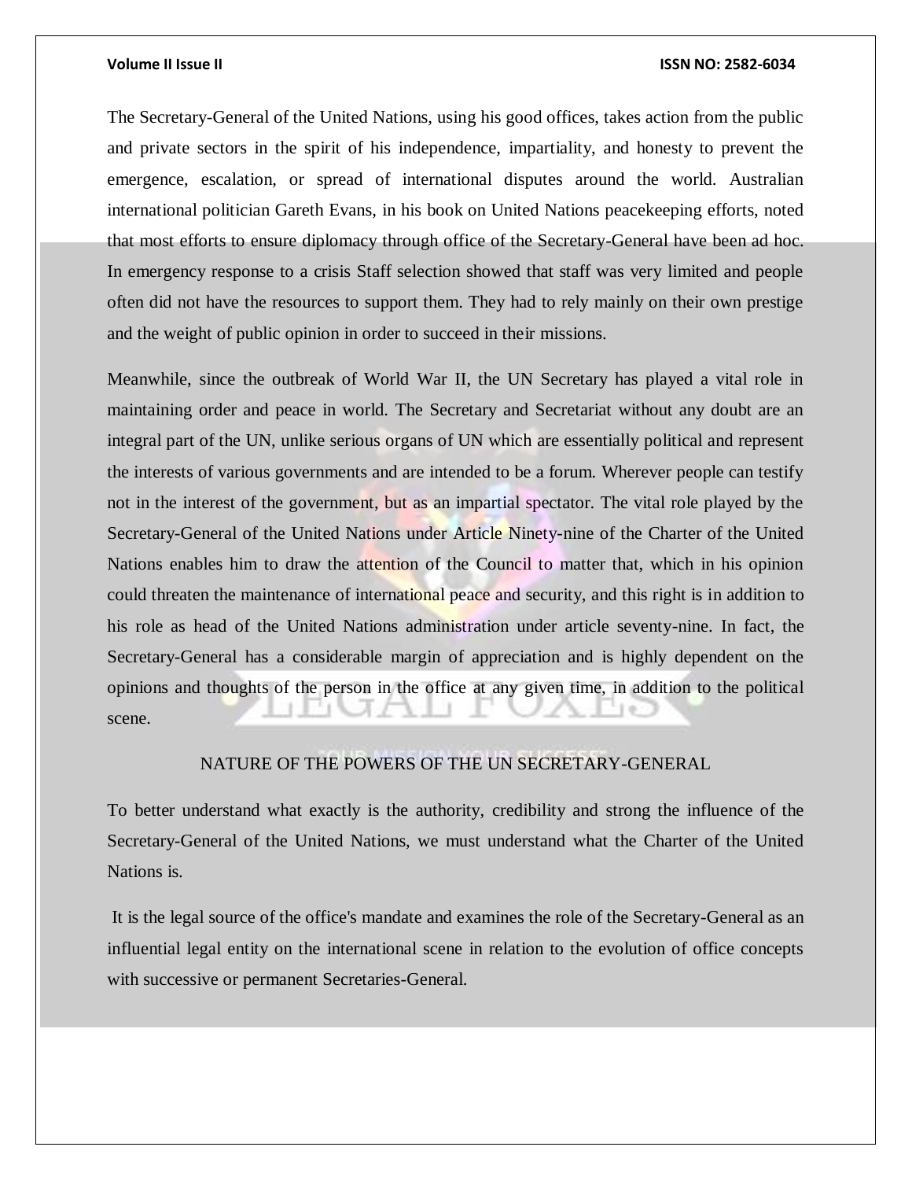The Secretary-General of the United Nations, using his good offices, takes action from the public and private sectors in the spirit of his independence, impartiality, and honesty to prevent the emergence, escalation, or spread of international disputes around the world. Australian international politician Gareth Evans, in his book on United Nations peacekeeping efforts, noted that most efforts to ensure diplomacy through office of the Secretary-General have been ad hoc. In emergency response to a crisis Staff selection showed that staff was very limited and people often did not have the resources to support them. They had to rely mainly on their own prestige and the weight of public opinion in order to succeed in their missions.

Meanwhile, since the outbreak of World War II, the UN Secretary has played a vital role in maintaining order and peace in world. The Secretary and Secretariat without any doubt are an integral part of the UN, unlike serious organs of UN which are essentially political and represent the interests of various governments and are intended to be a forum. Wherever people can testify not in the interest of the government, but as an impartial spectator. The vital role played by the Secretary-General of the United Nations under Article Ninety-nine of the Charter of the United Nations enables him to draw the attention of the Council to matter that, which in his opinion could threaten the maintenance of international peace and security, and this right is in addition to his role as head of the United Nations administration under article seventy-nine. In fact, the Secretary-General has a considerable margin of appreciation and is highly dependent on the opinions and thoughts of the person in the office at any given time, in addition to the political scene.

## NATURE OF THE POWERS OF THE UN SECRETARY-GENERAL

To better understand what exactly is the authority, credibility and strong the influence of the Secretary-General of the United Nations, we must understand what the Charter of the United Nations is.

It is the legal source of the office's mandate and examines the role of the Secretary-General as an influential legal entity on the international scene in relation to the evolution of office concepts with successive or permanent Secretaries-General.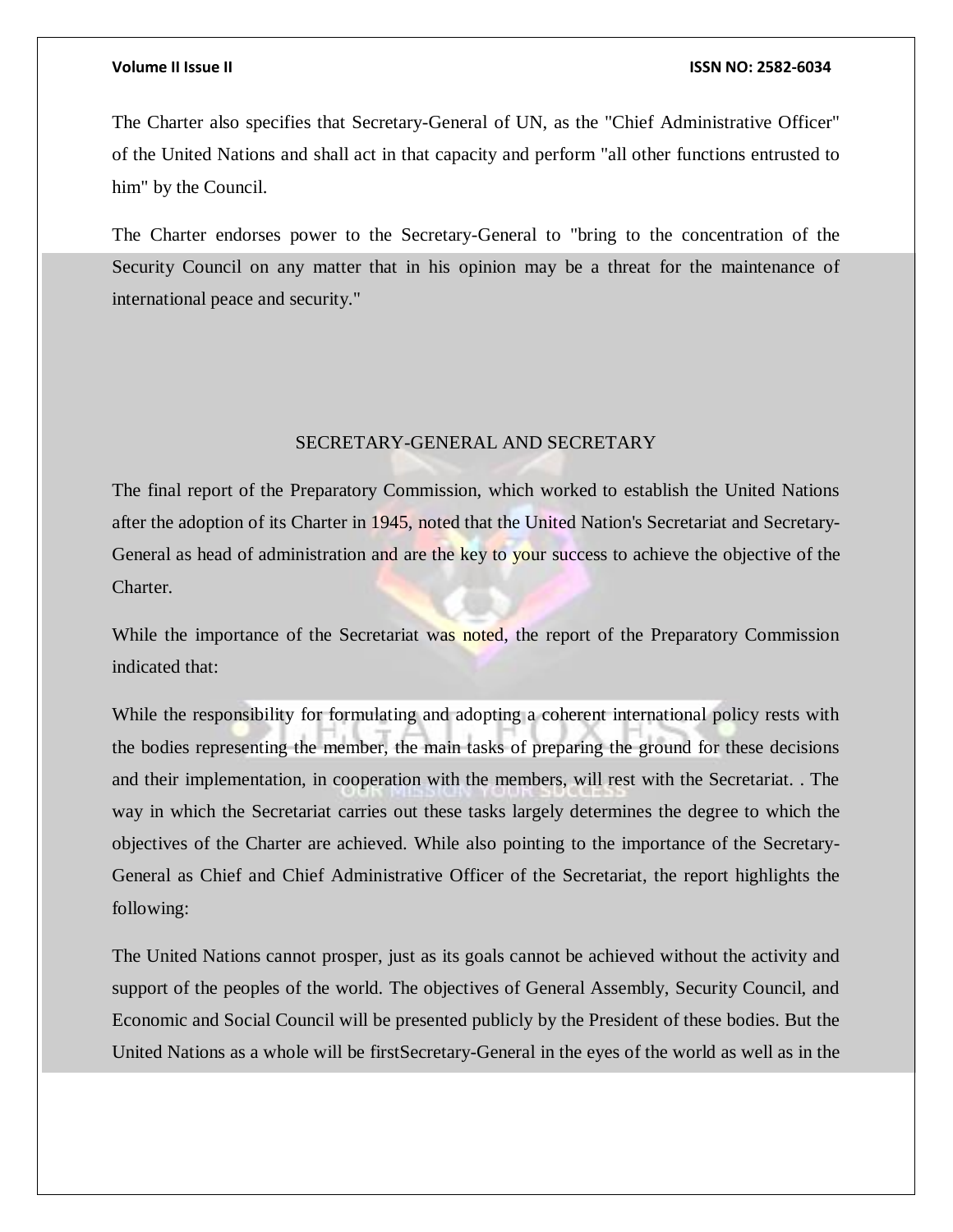The Charter also specifies that Secretary-General of UN, as the "Chief Administrative Officer" of the United Nations and shall act in that capacity and perform "all other functions entrusted to him" by the Council.

The Charter endorses power to the Secretary-General to "bring to the concentration of the Security Council on any matter that in his opinion may be a threat for the maintenance of international peace and security."

## SECRETARY-GENERAL AND SECRETARY

The final report of the Preparatory Commission, which worked to establish the United Nations after the adoption of its Charter in 1945, noted that the United Nation's Secretariat and Secretary-General as head of administration and are the key to your success to achieve the objective of the Charter.

While the importance of the Secretariat was noted, the report of the Preparatory Commission indicated that:

While the responsibility for formulating and adopting a coherent international policy rests with the bodies representing the member, the main tasks of preparing the ground for these decisions and their implementation, in cooperation with the members, will rest with the Secretariat. . The way in which the Secretariat carries out these tasks largely determines the degree to which the objectives of the Charter are achieved. While also pointing to the importance of the Secretary-General as Chief and Chief Administrative Officer of the Secretariat, the report highlights the following:

The United Nations cannot prosper, just as its goals cannot be achieved without the activity and support of the peoples of the world. The objectives of General Assembly, Security Council, and Economic and Social Council will be presented publicly by the President of these bodies. But the United Nations as a whole will be firstSecretary-General in the eyes of the world as well as in the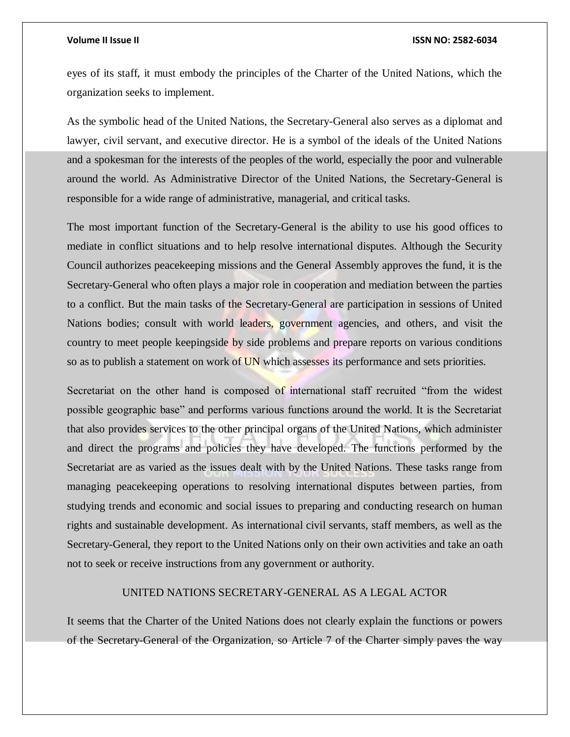eyes of its staff, it must embody the principles of the Charter of the United Nations, which the organization seeks to implement.

As the symbolic head of the United Nations, the Secretary-General also serves as a diplomat and lawyer, civil servant, and executive director. He is a symbol of the ideals of the United Nations and a spokesman for the interests of the peoples of the world, especially the poor and vulnerable around the world. As Administrative Director of the United Nations, the Secretary-General is responsible for a wide range of administrative, managerial, and critical tasks.

The most important function of the Secretary-General is the ability to use his good offices to mediate in conflict situations and to help resolve international disputes. Although the Security Council authorizes peacekeeping missions and the General Assembly approves the fund, it is the Secretary-General who often plays a major role in cooperation and mediation between the parties to a conflict. But the main tasks of the Secretary-General are participation in sessions of United Nations bodies; consult with world leaders, government agencies, and others, and visit the country to meet people keepingside by side problems and prepare reports on various conditions so as to publish a statement on work of UN which assesses its performance and sets priorities.

Secretariat on the other hand is composed of international staff recruited "from the widest possible geographic base" and performs various functions around the world. It is the Secretariat that also provides services to the other principal organs of the United Nations, which administer and direct the programs and policies they have developed. The functions performed by the Secretariat are as varied as the issues dealt with by the United Nations. These tasks range from managing peacekeeping operations to resolving international disputes between parties, from studying trends and economic and social issues to preparing and conducting research on human rights and sustainable development. As international civil servants, staff members, as well as the Secretary-General, they report to the United Nations only on their own activities and take an oath not to seek or receive instructions from any government or authority.

## UNITED NATIONS SECRETARY-GENERAL AS A LEGAL ACTOR

It seems that the Charter of the United Nations does not clearly explain the functions or powers of the Secretary-General of the Organization, so Article 7 of the Charter simply paves the way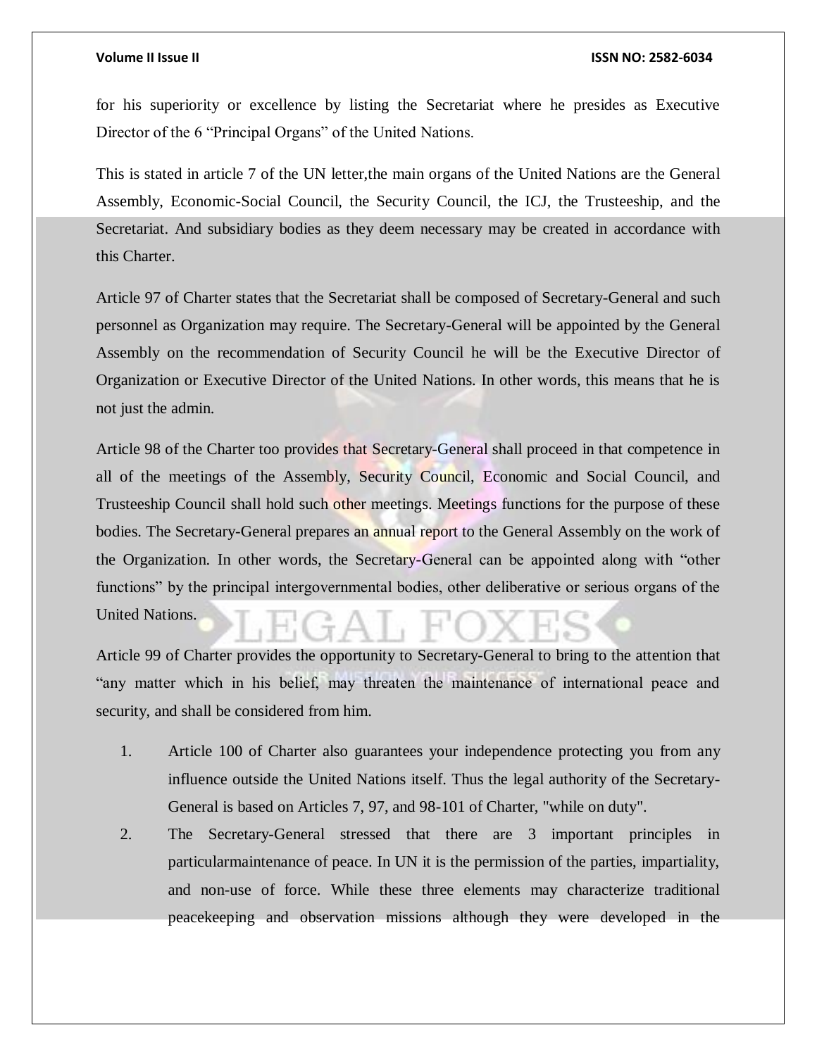for his superiority or excellence by listing the Secretariat where he presides as Executive Director of the 6 “Principal Organs” of the United Nations.

This is stated in article 7 of the UN letter,the main organs of the United Nations are the General Assembly, Economic-Social Council, the Security Council, the ICJ, the Trusteeship, and the Secretariat. And subsidiary bodies as they deem necessary may be created in accordance with this Charter.

Article 97 of Charter states that the Secretariat shall be composed of Secretary-General and such personnel as Organization may require. The Secretary-General will be appointed by the General Assembly on the recommendation of Security Council he will be the Executive Director of Organization or Executive Director of the United Nations. In other words, this means that he is not just the admin.

Article 98 of the Charter too provides that Secretary-General shall proceed in that competence in all of the meetings of the Assembly, Security Council, Economic and Social Council, and Trusteeship Council shall hold such other meetings. Meetings functions for the purpose of these bodies. The Secretary-General prepares an annual report to the General Assembly on the work of the Organization. In other words, the Secretary-General can be appointed along with “other functions” by the principal intergovernmental bodies, other deliberative or serious organs of the United Nations.

Article 99 of Charter provides the opportunity to Secretary-General to bring to the attention that “any matter which in his belief, may threaten the maintenance of international peace and security, and shall be considered from him.

1. Article 100 of Charter also guarantees your independence protecting you from any influence outside the United Nations itself. Thus the legal authority of the Secretary-General is based on Articles 7, 97, and 98-101 of Charter, "while on duty".
2. The Secretary-General stressed that there are 3 important principles in particularmaintenance of peace. In UN it is the permission of the parties, impartiality, and non-use of force. While these three elements may characterize traditional peacekeeping and observation missions although they were developed in the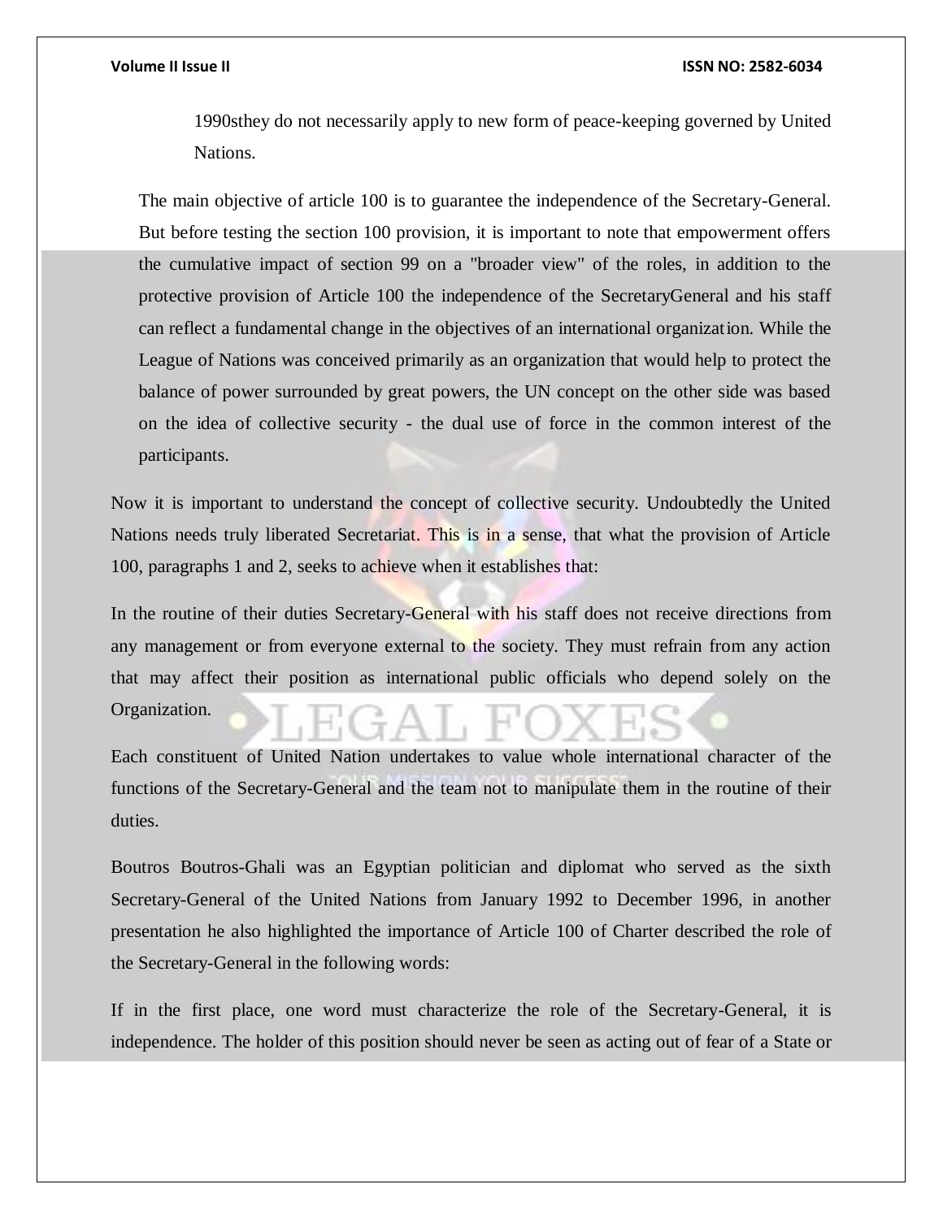1990sthey do not necessarily apply to new form of peace-keeping governed by United Nations.

The main objective of article 100 is to guarantee the independence of the Secretary-General. But before testing the section 100 provision, it is important to note that empowerment offers the cumulative impact of section 99 on a "broader view" of the roles, in addition to the protective provision of Article 100 the independence of the SecretaryGeneral and his staff can reflect a fundamental change in the objectives of an international organization. While the League of Nations was conceived primarily as an organization that would help to protect the balance of power surrounded by great powers, the UN concept on the other side was based on the idea of collective security - the dual use of force in the common interest of the participants.

Now it is important to understand the concept of collective security. Undoubtedly the United Nations needs truly liberated Secretariat. This is in a sense, that what the provision of Article 100, paragraphs 1 and 2, seeks to achieve when it establishes that:

In the routine of their duties Secretary-General with his staff does not receive directions from any management or from everyone external to the society. They must refrain from any action that may affect their position as international public officials who depend solely on the Organization.

Each constituent of United Nation undertakes to value whole international character of the functions of the Secretary-General and the team not to manipulate them in the routine of their duties.

Boutros Boutros-Ghali was an Egyptian politician and diplomat who served as the sixth Secretary-General of the United Nations from January 1992 to December 1996, in another presentation he also highlighted the importance of Article 100 of Charter described the role of the Secretary-General in the following words:

If in the first place, one word must characterize the role of the Secretary-General, it is independence. The holder of this position should never be seen as acting out of fear of a State or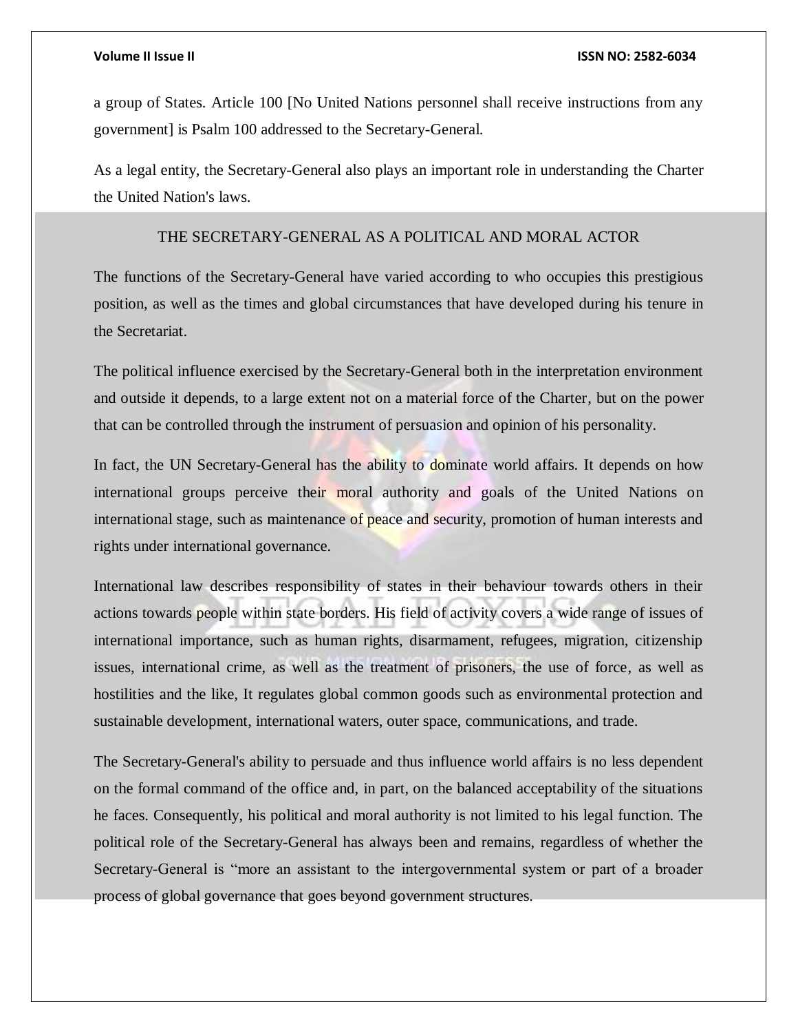a group of States. Article 100 [No United Nations personnel shall receive instructions from any government] is Psalm 100 addressed to the Secretary-General.

As a legal entity, the Secretary-General also plays an important role in understanding the Charter the United Nation's laws.

## THE SECRETARY-GENERAL AS A POLITICAL AND MORAL ACTOR

The functions of the Secretary-General have varied according to who occupies this prestigious position, as well as the times and global circumstances that have developed during his tenure in the Secretariat.

The political influence exercised by the Secretary-General both in the interpretation environment and outside it depends, to a large extent not on a material force of the Charter, but on the power that can be controlled through the instrument of persuasion and opinion of his personality.

In fact, the UN Secretary-General has the ability to dominate world affairs. It depends on how international groups perceive their moral authority and goals of the United Nations on international stage, such as maintenance of peace and security, promotion of human interests and rights under international governance.

International law describes responsibility of states in their behaviour towards others in their actions towards people within state borders. His field of activity covers a wide range of issues of international importance, such as human rights, disarmament, refugees, migration, citizenship issues, international crime, as well as the treatment of prisoners, the use of force, as well as hostilities and the like, It regulates global common goods such as environmental protection and sustainable development, international waters, outer space, communications, and trade.

The Secretary-General's ability to persuade and thus influence world affairs is no less dependent on the formal command of the office and, in part, on the balanced acceptability of the situations he faces. Consequently, his political and moral authority is not limited to his legal function. The political role of the Secretary-General has always been and remains, regardless of whether the Secretary-General is "more an assistant to the intergovernmental system or part of a broader process of global governance that goes beyond government structures.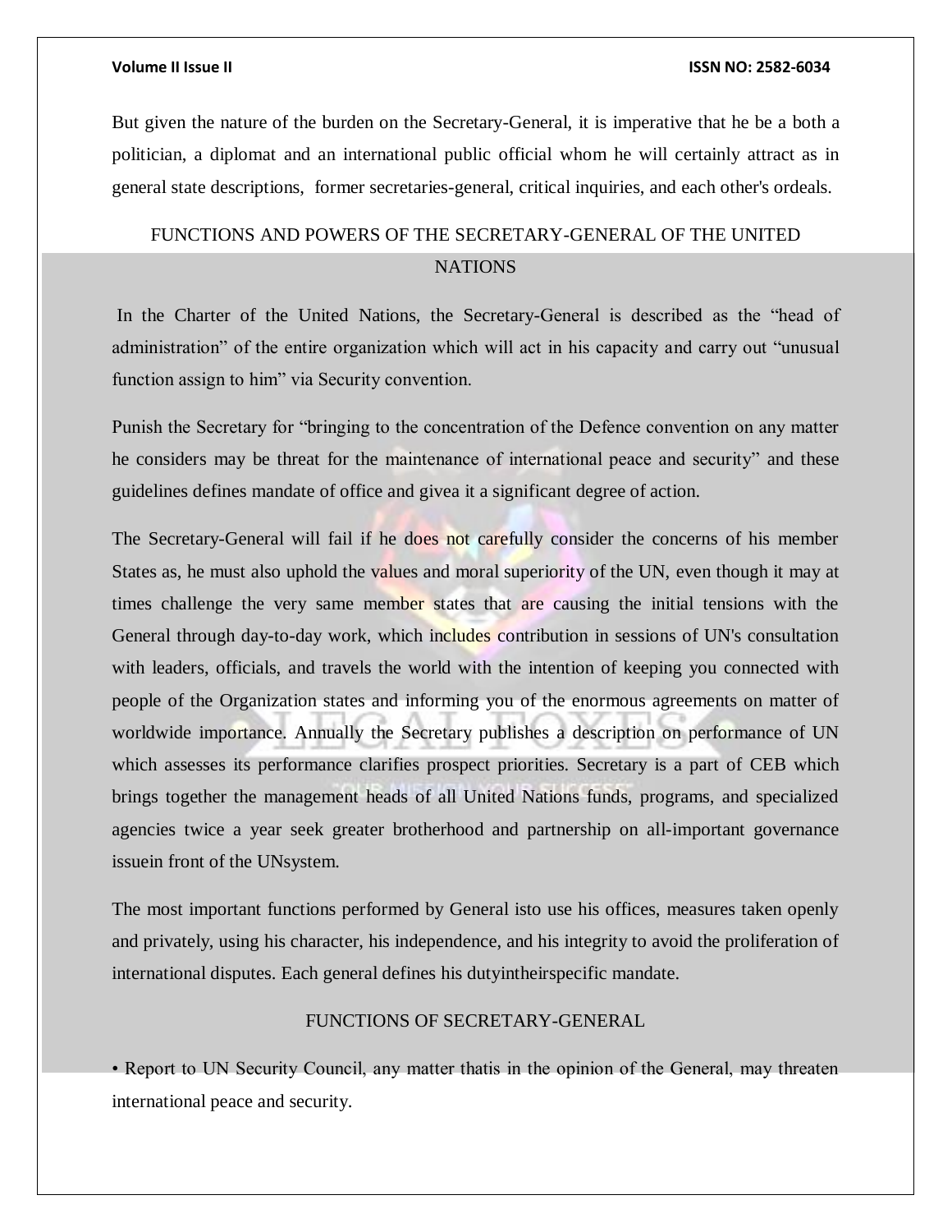But given the nature of the burden on the Secretary-General, it is imperative that he be a both a politician, a diplomat and an international public official whom he will certainly attract as in general state descriptions, former secretaries-general, critical inquiries, and each other's ordeals.

## FUNCTIONS AND POWERS OF THE SECRETARY-GENERAL OF THE UNITED NATIONS

In the Charter of the United Nations, the Secretary-General is described as the "head of administration" of the entire organization which will act in his capacity and carry out "unusual function assign to him" via Security convention.

Punish the Secretary for "bringing to the concentration of the Defence convention on any matter he considers may be threat for the maintenance of international peace and security" and these guidelines defines mandate of office and givea it a significant degree of action.

The Secretary-General will fail if he does not carefully consider the concerns of his member States as, he must also uphold the values and moral superiority of the UN, even though it may at times challenge the very same member states that are causing the initial tensions with the General through day-to-day work, which includes contribution in sessions of UN's consultation with leaders, officials, and travels the world with the intention of keeping you connected with people of the Organization states and informing you of the enormous agreements on matter of worldwide importance. Annually the Secretary publishes a description on performance of UN which assesses its performance clarifies prospect priorities. Secretary is a part of CEB which brings together the management heads of all United Nations funds, programs, and specialized agencies twice a year seek greater brotherhood and partnership on all-important governance issuein front of the UNsystem.

The most important functions performed by General isto use his offices, measures taken openly and privately, using his character, his independence, and his integrity to avoid the proliferation of international disputes. Each general defines his dutyintheirspecific mandate.

### FUNCTIONS OF SECRETARY-GENERAL

- Report to UN Security Council, any matter thatis in the opinion of the General, may threaten international peace and security.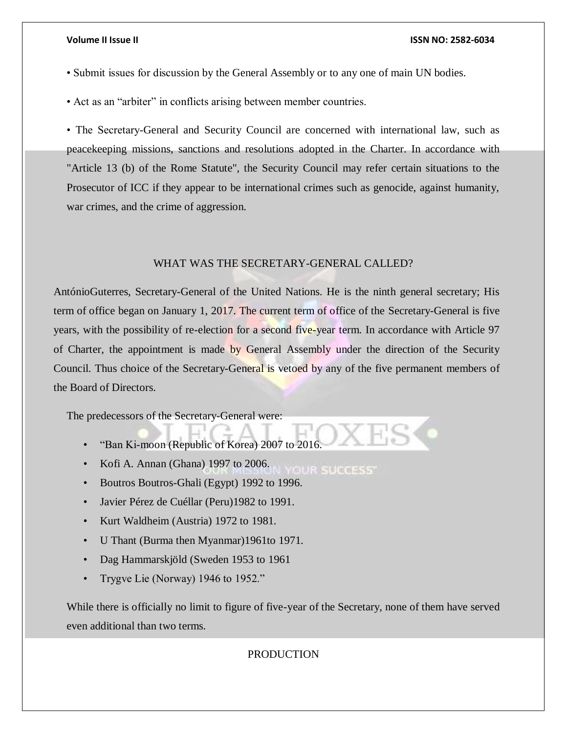- Submit issues for discussion by the General Assembly or to any one of main UN bodies.
- Act as an "arbiter" in conflicts arising between member countries.
- The Secretary-General and Security Council are concerned with international law, such as peacekeeping missions, sanctions and resolutions adopted in the Charter. In accordance with "Article 13 (b) of the Rome Statute", the Security Council may refer certain situations to the Prosecutor of ICC if they appear to be international crimes such as genocide, against humanity, war crimes, and the crime of aggression.

WHAT WAS THE SECRETARY-GENERAL CALLED?

AntónioGuterres, Secretary-General of the United Nations. He is the ninth general secretary; His term of office began on January 1, 2017. The current term of office of the Secretary-General is five years, with the possibility of re-election for a second five-year term. In accordance with Article 97 of Charter, the appointment is made by General Assembly under the direction of the Security Council. Thus choice of the Secretary-General is vetoed by any of the five permanent members of the Board of Directors.

The predecessors of the Secretary-General were:

- "Ban Ki-moon (Republic of Korea) 2007 to 2016.
- Kofi A. Annan (Ghana) 1997 to 2006.
- Boutros Boutros-Ghali (Egypt) 1992 to 1996.
- Javier Pérez de Cuéllar (Peru)1982 to 1991.
- Kurt Waldheim (Austria) 1972 to 1981.
- U Thant (Burma then Myanmar)1961to 1971.
- Dag Hammarskjöld (Sweden 1953 to 1961
- Trygve Lie (Norway) 1946 to 1952."

While there is officially no limit to figure of five-year of the Secretary, none of them have served even additional than two terms.

PRODUCTION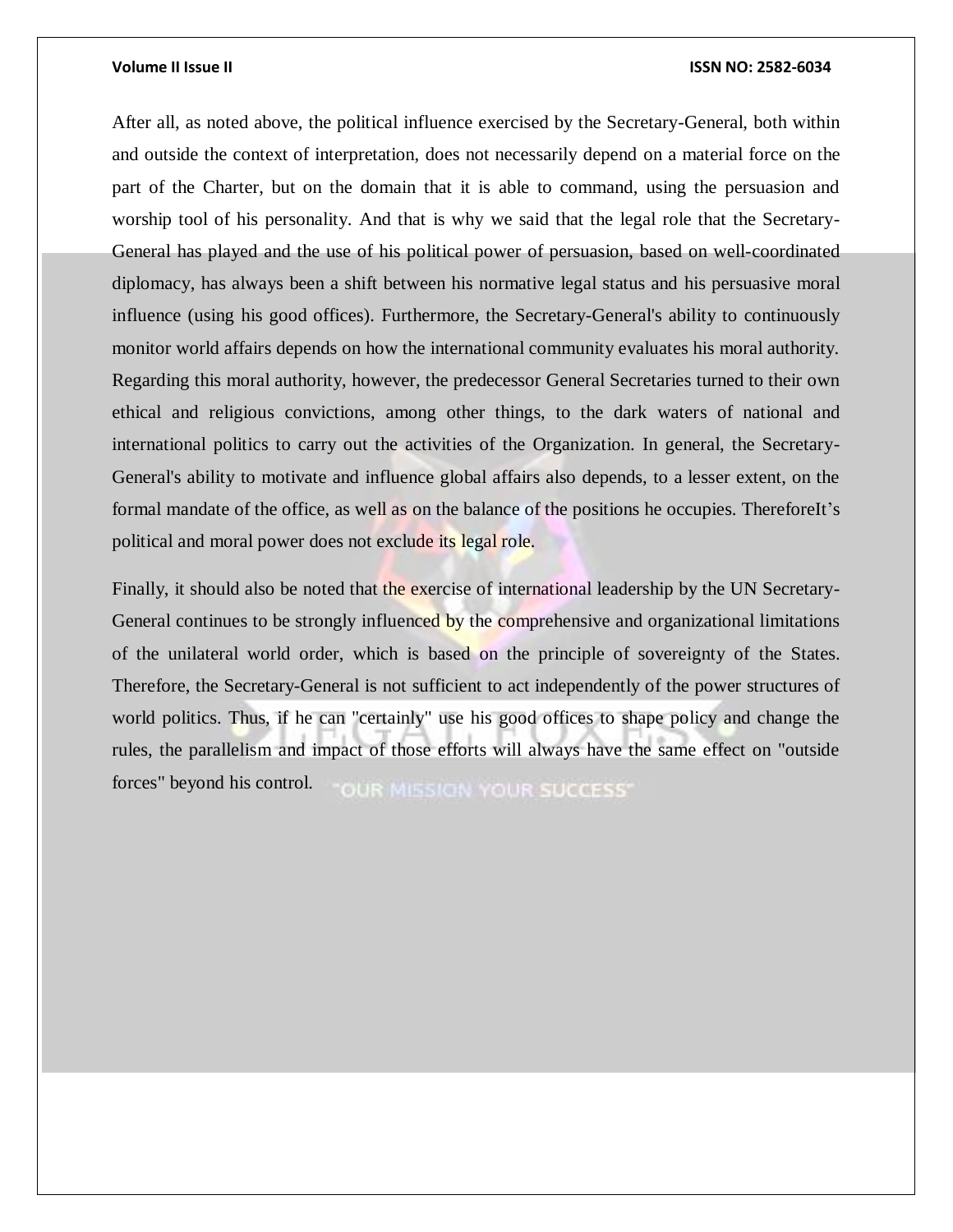After all, as noted above, the political influence exercised by the Secretary-General, both within and outside the context of interpretation, does not necessarily depend on a material force on the part of the Charter, but on the domain that it is able to command, using the persuasion and worship tool of his personality. And that is why we said that the legal role that the Secretary-General has played and the use of his political power of persuasion, based on well-coordinated diplomacy, has always been a shift between his normative legal status and his persuasive moral influence (using his good offices). Furthermore, the Secretary-General's ability to continuously monitor world affairs depends on how the international community evaluates his moral authority. Regarding this moral authority, however, the predecessor General Secretaries turned to their own ethical and religious convictions, among other things, to the dark waters of national and international politics to carry out the activities of the Organization. In general, the Secretary-General's ability to motivate and influence global affairs also depends, to a lesser extent, on the formal mandate of the office, as well as on the balance of the positions he occupies. ThereforeIt's political and moral power does not exclude its legal role.

Finally, it should also be noted that the exercise of international leadership by the UN Secretary-General continues to be strongly influenced by the comprehensive and organizational limitations of the unilateral world order, which is based on the principle of sovereignty of the States. Therefore, the Secretary-General is not sufficient to act independently of the power structures of world politics. Thus, if he can "certainly" use his good offices to shape policy and change the rules, the parallelism and impact of those efforts will always have the same effect on "outside forces" beyond his control.